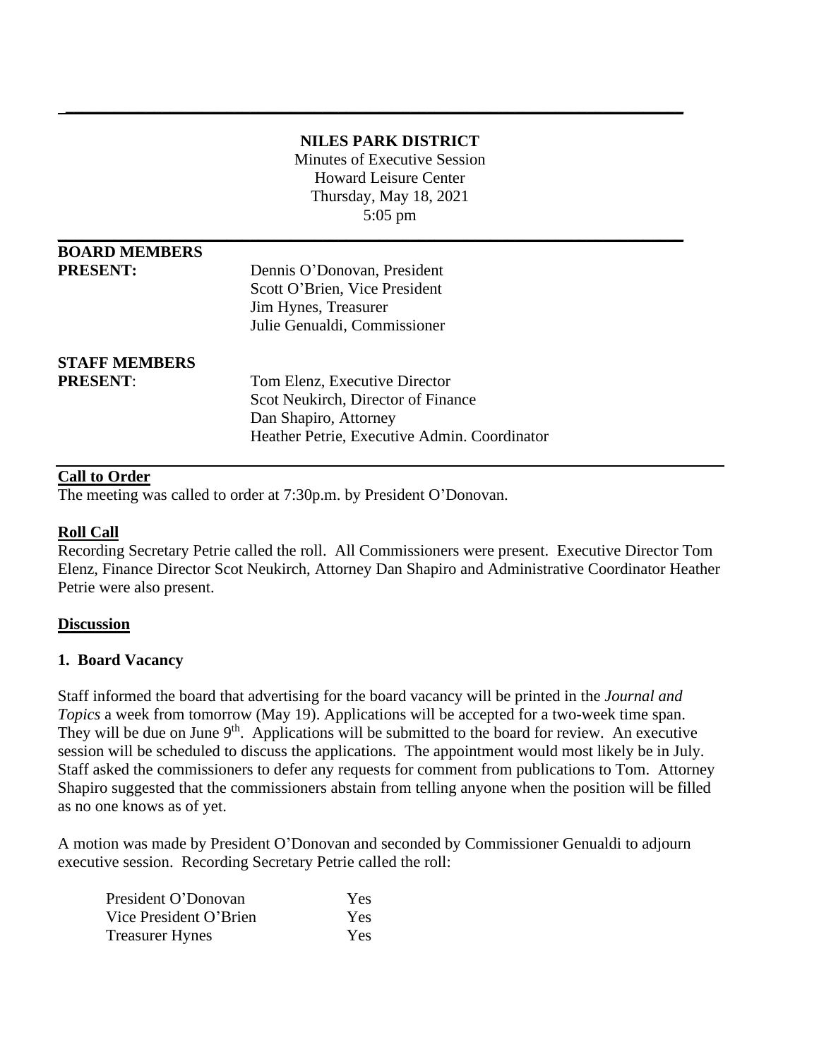**NILES PARK DISTRICT**

Minutes of Executive Session
Howard Leisure Center
Thursday, May 18, 2021
5:05 pm

---

| | |
|---|---|
| **BOARD MEMBERS PRESENT:** | Dennis O'Donovan, President |
| | Scott O'Brien, Vice President |
| | Jim Hynes, Treasurer |
| | Julie Genualdi, Commissioner |
| **STAFF MEMBERS PRESENT**: | Tom Elenz, Executive Director |
| | Scot Neukirch, Director of Finance |
| | Dan Shapiro, Attorney |
| | Heather Petrie, Executive Admin. Coordinator |

## Call to Order

The meeting was called to order at 7:30p.m. by President O'Donovan.

## Roll Call

Recording Secretary Petrie called the roll. All Commissioners were present. Executive Director Tom Elenz, Finance Director Scot Neukirch, Attorney Dan Shapiro and Administrative Coordinator Heather Petrie were also present.

## Discussion

### 1. Board Vacancy

Staff informed the board that advertising for the board vacancy will be printed in the *Journal and Topics* a week from tomorrow (May 19). Applications will be accepted for a two-week time span. They will be due on June 9th. Applications will be submitted to the board for review. An executive session will be scheduled to discuss the applications. The appointment would most likely be in July. Staff asked the commissioners to defer any requests for comment from publications to Tom. Attorney Shapiro suggested that the commissioners abstain from telling anyone when the position will be filled as no one knows as of yet.

A motion was made by President O'Donovan and seconded by Commissioner Genualdi to adjourn executive session. Recording Secretary Petrie called the roll:

| | |
|---|---|
| President O'Donovan | Yes |
| Vice President O'Brien | Yes |
| Treasurer Hynes | Yes |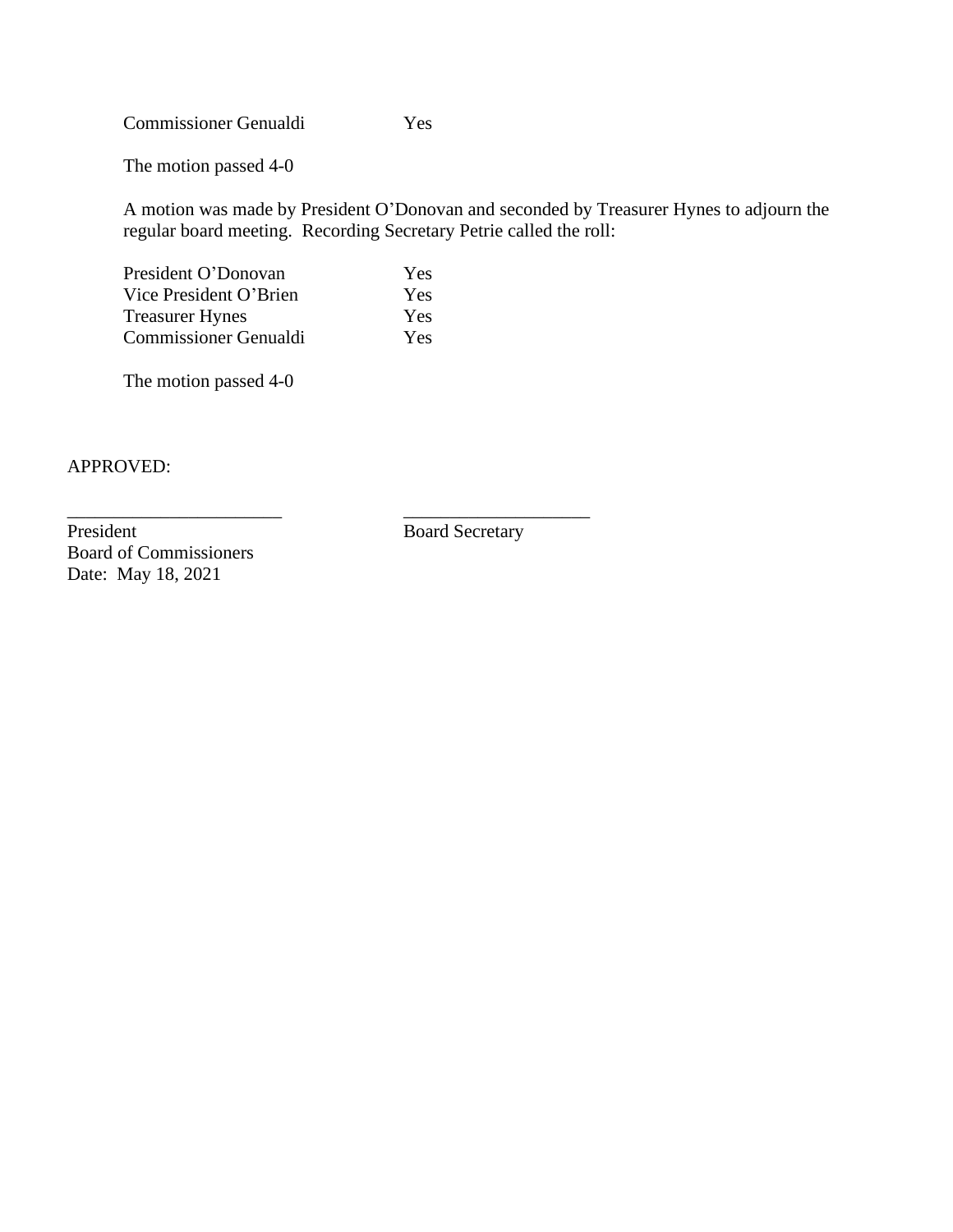| | |
|---|---|
| Commissioner Genualdi | Yes |

The motion passed 4-0

A motion was made by President O'Donovan and seconded by Treasurer Hynes to adjourn the regular board meeting. Recording Secretary Petrie called the roll:

| | |
|---|---|
| President O'Donovan | Yes |
| Vice President O'Brien | Yes |
| Treasurer Hynes | Yes |
| Commissioner Genualdi | Yes |

The motion passed 4-0

APPROVED:

| | |
|---|---|
| ______________________ | ____________________ |
| President | Board Secretary |
| Board of Commissioners | |
| Date: May 18, 2021 | |